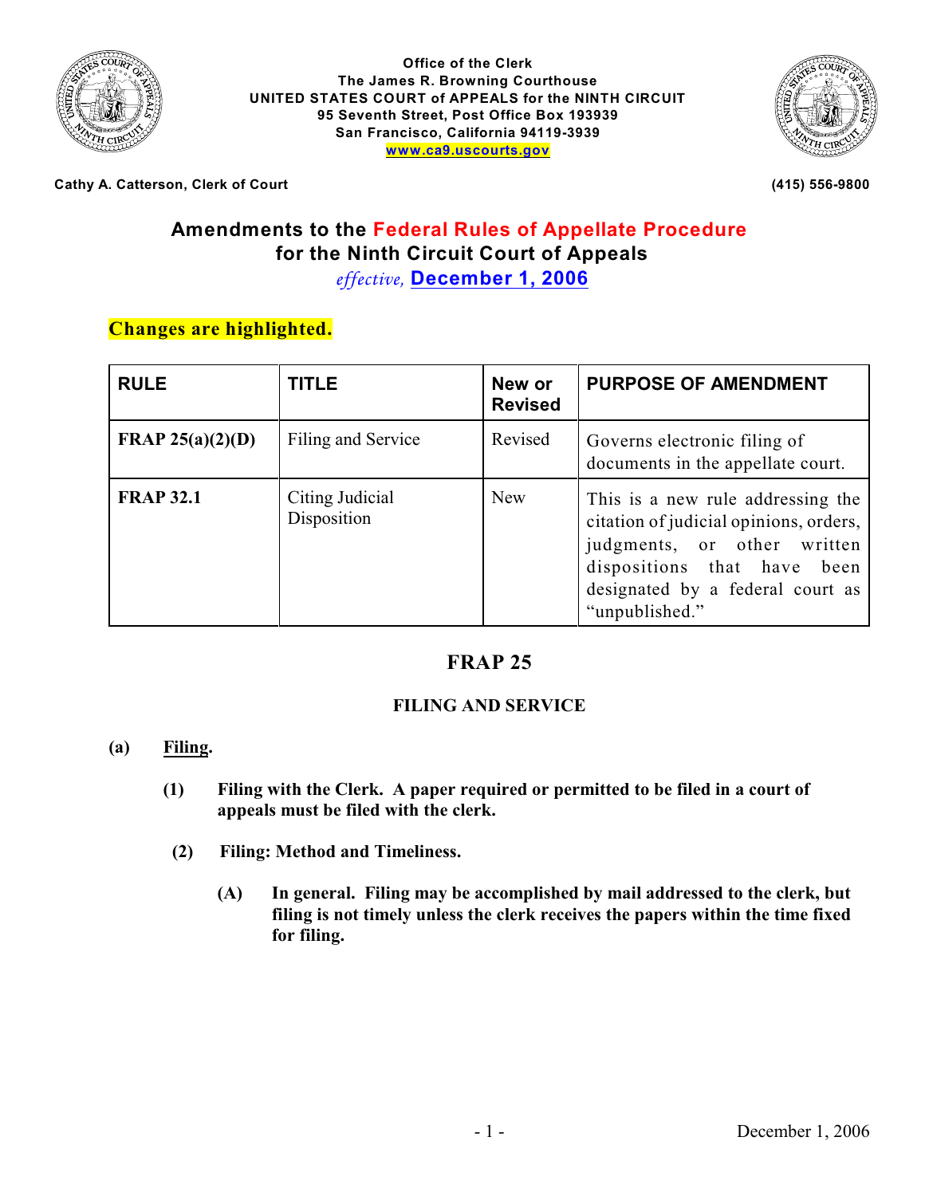**Office of the Clerk**
**The James R. Browning Courthouse**
**UNITED STATES COURT of APPEALS for the NINTH CIRCUIT**
**95 Seventh Street, Post Office Box 193939**
**San Francisco, California 94119-3939**
**www.ca9.uscourts.gov**

**Cathy A. Catterson, Clerk of Court** **(415) 556-9800**

# Amendments to the Federal Rules of Appellate Procedure for the Ninth Circuit Court of Appeals

*effective,* **December 1, 2006**

**Changes are highlighted.**

| RULE | TITLE | New or Revised | PURPOSE OF AMENDMENT |
|---|---|---|---|
| **FRAP 25(a)(2)(D)** | Filing and Service | Revised | Governs electronic filing of documents in the appellate court. |
| **FRAP 32.1** | Citing Judicial Disposition | New | This is a new rule addressing the citation of judicial opinions, orders, judgments, or other written dispositions that have been designated by a federal court as "unpublished." |

## FRAP 25

### FILING AND SERVICE

**(a) Filing.**

**(1) Filing with the Clerk. A paper required or permitted to be filed in a court of appeals must be filed with the clerk.**

**(2) Filing: Method and Timeliness.**

**(A) In general. Filing may be accomplished by mail addressed to the clerk, but filing is not timely unless the clerk receives the papers within the time fixed for filing.**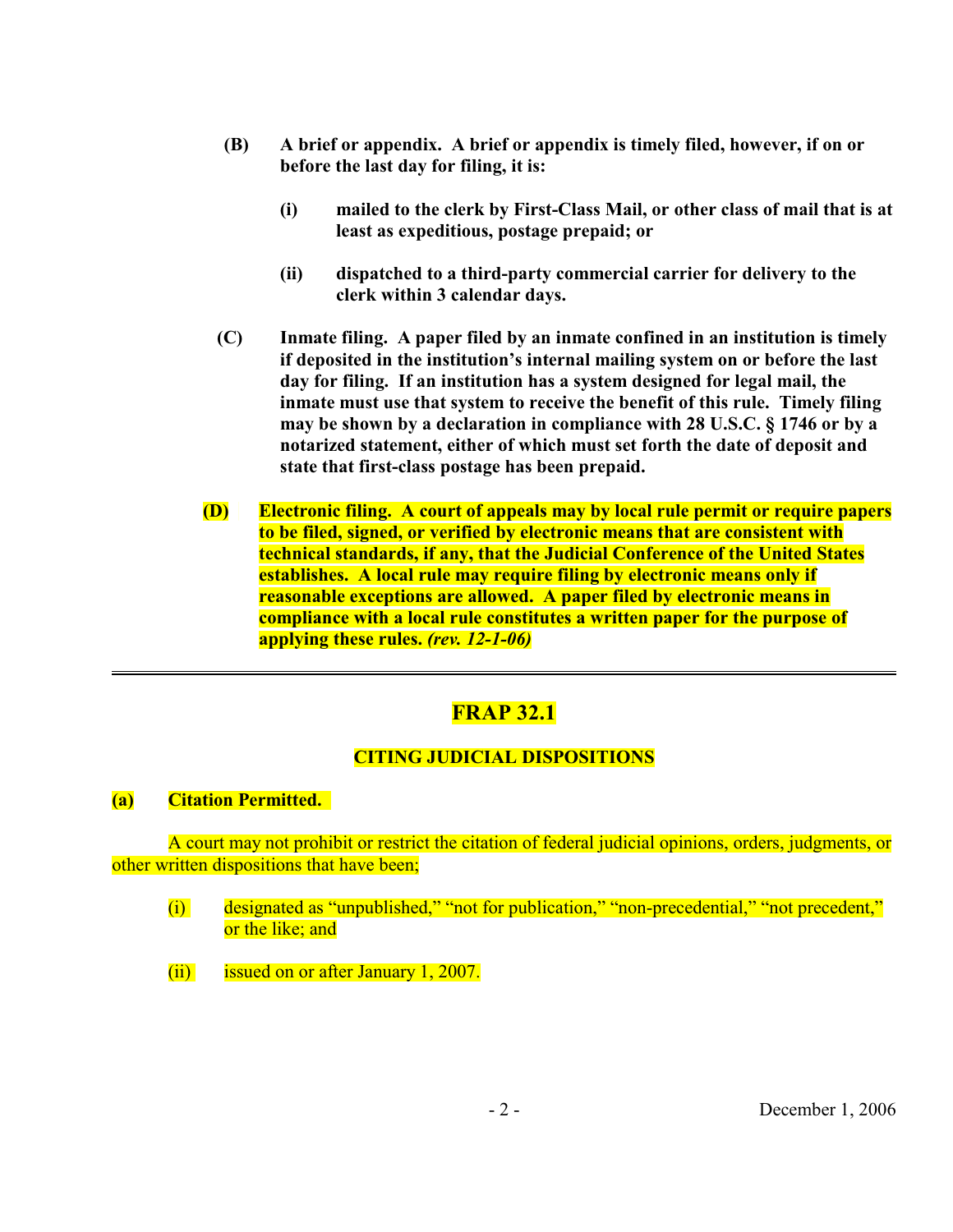**(B) A brief or appendix. A brief or appendix is timely filed, however, if on or before the last day for filing, it is:**

**(i) mailed to the clerk by First-Class Mail, or other class of mail that is at least as expeditious, postage prepaid; or**

**(ii) dispatched to a third-party commercial carrier for delivery to the clerk within 3 calendar days.**

**(C) Inmate filing. A paper filed by an inmate confined in an institution is timely if deposited in the institution's internal mailing system on or before the last day for filing. If an institution has a system designed for legal mail, the inmate must use that system to receive the benefit of this rule. Timely filing may be shown by a declaration in compliance with 28 U.S.C. § 1746 or by a notarized statement, either of which must set forth the date of deposit and state that first-class postage has been prepaid.**

**(D) Electronic filing. A court of appeals may by local rule permit or require papers to be filed, signed, or verified by electronic means that are consistent with technical standards, if any, that the Judicial Conference of the United States establishes. A local rule may require filing by electronic means only if reasonable exceptions are allowed. A paper filed by electronic means in compliance with a local rule constitutes a written paper for the purpose of applying these rules.** ***(rev. 12-1-06)***

---

## FRAP 32.1

### CITING JUDICIAL DISPOSITIONS

**(a) Citation Permitted.**

A court may not prohibit or restrict the citation of federal judicial opinions, orders, judgments, or other written dispositions that have been;

(i) designated as "unpublished," "not for publication," "non-precedential," "not precedent," or the like; and

(ii) issued on or after January 1, 2007.

December 1, 2006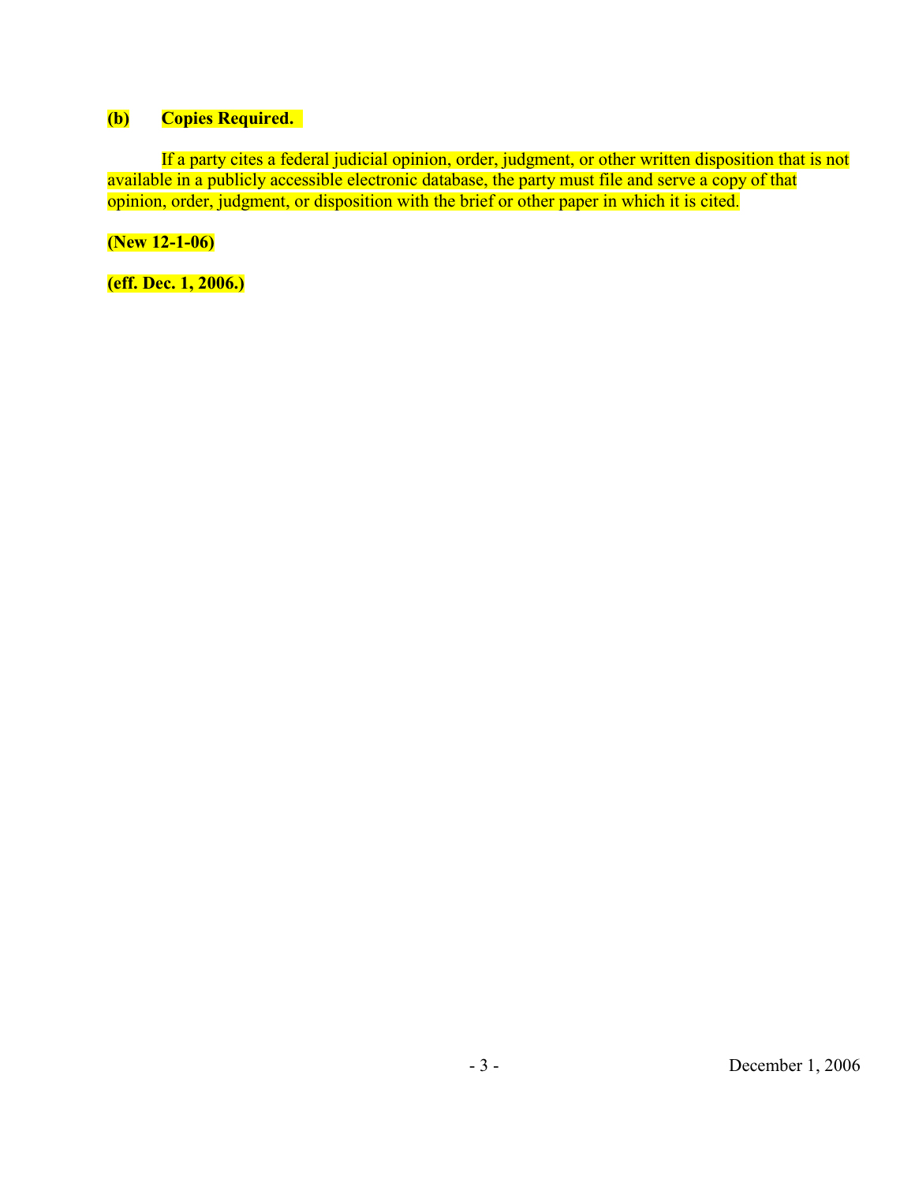**(b) Copies Required.**

If a party cites a federal judicial opinion, order, judgment, or other written disposition that is not available in a publicly accessible electronic database, the party must file and serve a copy of that opinion, order, judgment, or disposition with the brief or other paper in which it is cited.

**(New 12-1-06)**

**(eff. Dec. 1, 2006.)**